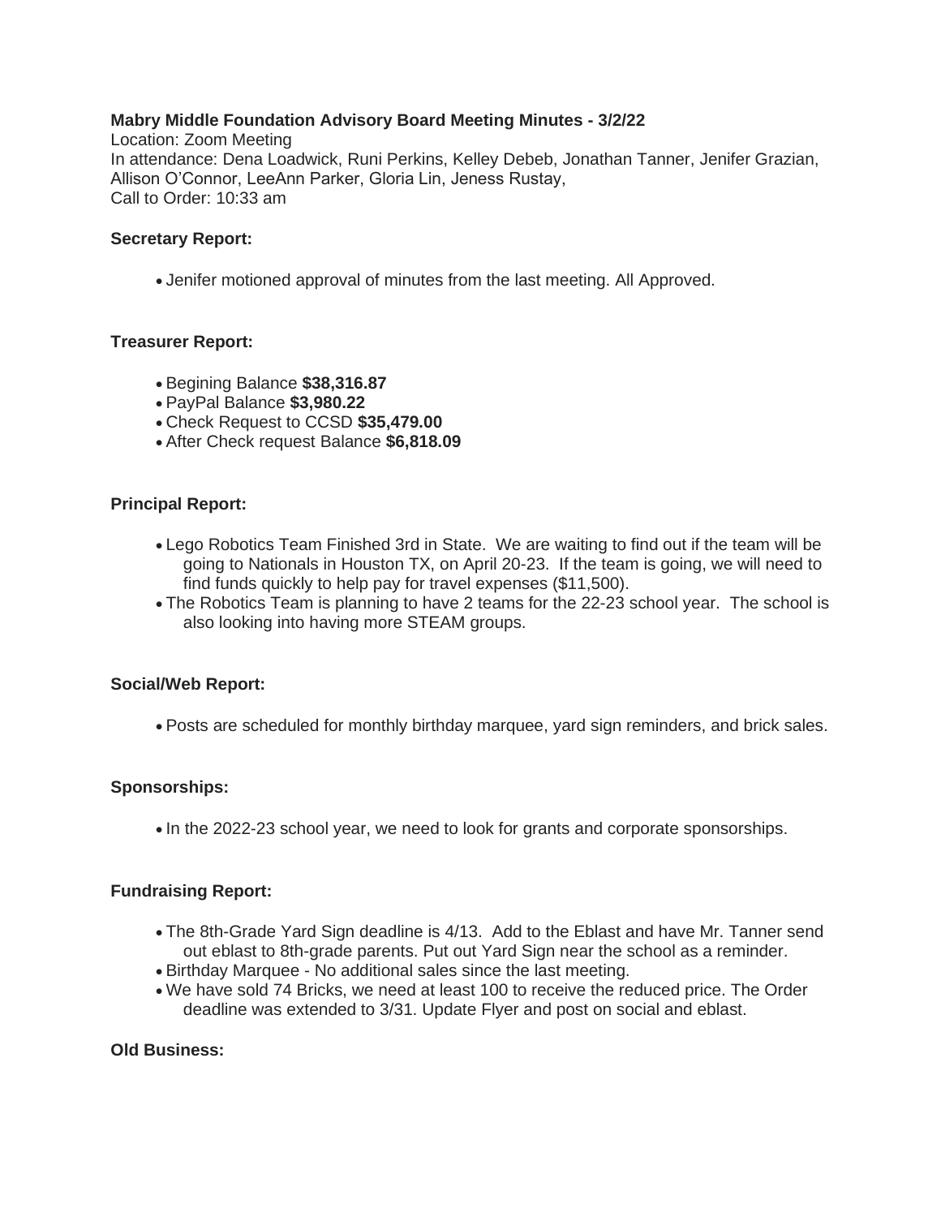**Mabry Middle Foundation Advisory Board Meeting Minutes - 3/2/22**

Location: Zoom Meeting

In attendance: Dena Loadwick, Runi Perkins, Kelley Debeb, Jonathan Tanner, Jenifer Grazian, Allison O'Connor, LeeAnn Parker, Gloria Lin, Jeness Rustay,

Call to Order: 10:33 am

**Secretary Report:**

- Jenifer motioned approval of minutes from the last meeting. All Approved.

**Treasurer Report:**

- Begining Balance **$38,316.87**
- PayPal Balance **$3,980.22**
- Check Request to CCSD **$35,479.00**
- After Check request Balance **$6,818.09**

**Principal Report:**

- Lego Robotics Team Finished 3rd in State. We are waiting to find out if the team will be going to Nationals in Houston TX, on April 20-23. If the team is going, we will need to find funds quickly to help pay for travel expenses ($11,500).
- The Robotics Team is planning to have 2 teams for the 22-23 school year. The school is also looking into having more STEAM groups.

**Social/Web Report:**

- Posts are scheduled for monthly birthday marquee, yard sign reminders, and brick sales.

**Sponsorships:**

- In the 2022-23 school year, we need to look for grants and corporate sponsorships.

**Fundraising Report:**

- The 8th-Grade Yard Sign deadline is 4/13. Add to the Eblast and have Mr. Tanner send out eblast to 8th-grade parents. Put out Yard Sign near the school as a reminder.
- Birthday Marquee - No additional sales since the last meeting.
- We have sold 74 Bricks, we need at least 100 to receive the reduced price. The Order deadline was extended to 3/31. Update Flyer and post on social and eblast.

**Old Business:**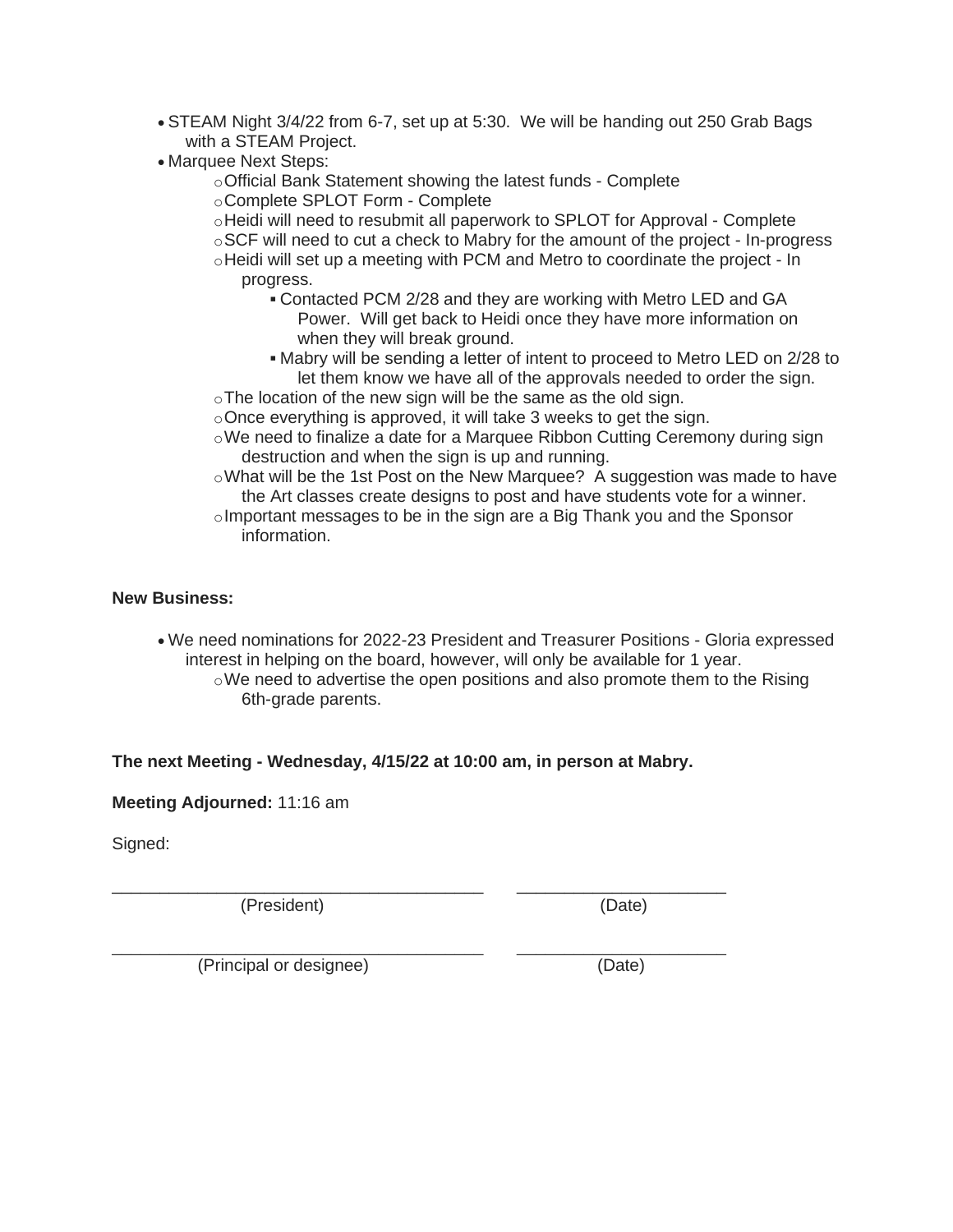- STEAM Night 3/4/22 from 6-7, set up at 5:30. We will be handing out 250 Grab Bags with a STEAM Project.
- Marquee Next Steps:
  - Official Bank Statement showing the latest funds - Complete
  - Complete SPLOT Form - Complete
  - Heidi will need to resubmit all paperwork to SPLOT for Approval - Complete
  - SCF will need to cut a check to Mabry for the amount of the project - In-progress
  - Heidi will set up a meeting with PCM and Metro to coordinate the project - In progress.
    - Contacted PCM 2/28 and they are working with Metro LED and GA Power. Will get back to Heidi once they have more information on when they will break ground.
    - Mabry will be sending a letter of intent to proceed to Metro LED on 2/28 to let them know we have all of the approvals needed to order the sign.
  - The location of the new sign will be the same as the old sign.
  - Once everything is approved, it will take 3 weeks to get the sign.
  - We need to finalize a date for a Marquee Ribbon Cutting Ceremony during sign destruction and when the sign is up and running.
  - What will be the 1st Post on the New Marquee? A suggestion was made to have the Art classes create designs to post and have students vote for a winner.
  - Important messages to be in the sign are a Big Thank you and the Sponsor information.

**New Business:**

- We need nominations for 2022-23 President and Treasurer Positions - Gloria expressed interest in helping on the board, however, will only be available for 1 year.
  - We need to advertise the open positions and also promote them to the Rising 6th-grade parents.

**The next Meeting - Wednesday, 4/15/22 at 10:00 am, in person at Mabry.**

**Meeting Adjourned:** 11:16 am

Signed:

\_\_\_\_\_\_\_\_\_\_\_\_\_\_\_\_\_\_\_\_\_\_\_\_\_\_\_\_\_\_\_\_\_\_\_\_\_\_\_\_ \_\_\_\_\_\_\_\_\_\_\_\_\_\_\_\_\_\_\_\_\_\_\_

(President) (Date)

\_\_\_\_\_\_\_\_\_\_\_\_\_\_\_\_\_\_\_\_\_\_\_\_\_\_\_\_\_\_\_\_\_\_\_\_\_\_\_\_ \_\_\_\_\_\_\_\_\_\_\_\_\_\_\_\_\_\_\_\_\_\_\_

(Principal or designee) (Date)